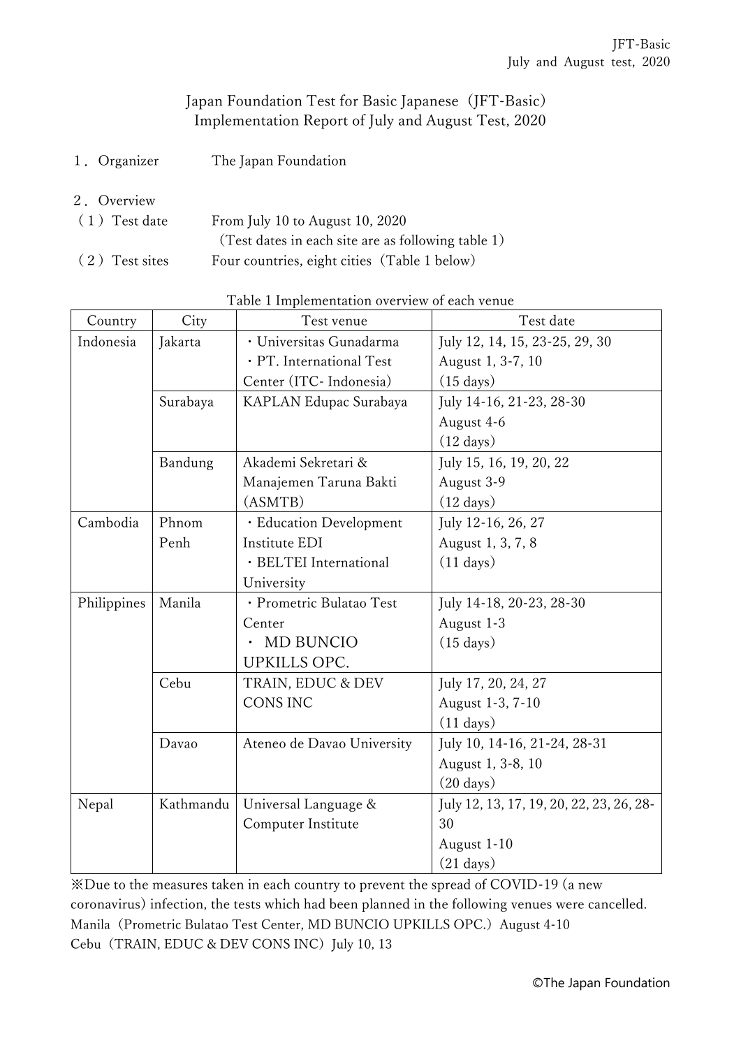# Japan Foundation Test for Basic Japanese（JFT-Basic）
## Implementation Report of July and August Test, 2020

１．Organizer　　The Japan Foundation

２．Overview

（１）Test date　　From July 10 to August 10, 2020
（Test dates in each site are as following table 1）

（２）Test sites　　Four countries, eight cities（Table 1 below）

Table 1 Implementation overview of each venue

| Country | City | Test venue | Test date |
|---|---|---|---|
| Indonesia | Jakarta | ・Universitas Gunadarma<br>・PT. International Test Center (ITC- Indonesia) | July 12, 14, 15, 23-25, 29, 30<br>August 1, 3-7, 10<br>（15 days） |
| | Surabaya | KAPLAN Edupac Surabaya | July 14-16, 21-23, 28-30<br>August 4-6<br>（12 days） |
| | Bandung | Akademi Sekretari & Manajemen Taruna Bakti (ASMTB) | July 15, 16, 19, 20, 22<br>August 3-9<br>（12 days） |
| Cambodia | Phnom Penh | ・Education Development Institute EDI<br>・BELTEI International University | July 12-16, 26, 27<br>August 1, 3, 7, 8<br>（11 days） |
| Philippines | Manila | ・Prometric Bulatao Test Center<br>・ MD BUNCIO UPKILLS OPC. | July 14-18, 20-23, 28-30<br>August 1-3<br>（15 days） |
| | Cebu | TRAIN, EDUC & DEV CONS INC | July 17, 20, 24, 27<br>August 1-3, 7-10<br>（11 days） |
| | Davao | Ateneo de Davao University | July 10, 14-16, 21-24, 28-31<br>August 1, 3-8, 10<br>（20 days） |
| Nepal | Kathmandu | Universal Language & Computer Institute | July 12, 13, 17, 19, 20, 22, 23, 26, 28-30<br>August 1-10<br>（21 days） |

※Due to the measures taken in each country to prevent the spread of COVID-19 (a new coronavirus) infection, the tests which had been planned in the following venues were cancelled.
Manila（Prometric Bulatao Test Center, MD BUNCIO UPKILLS OPC.）August 4-10
Cebu（TRAIN, EDUC & DEV CONS INC）July 10, 13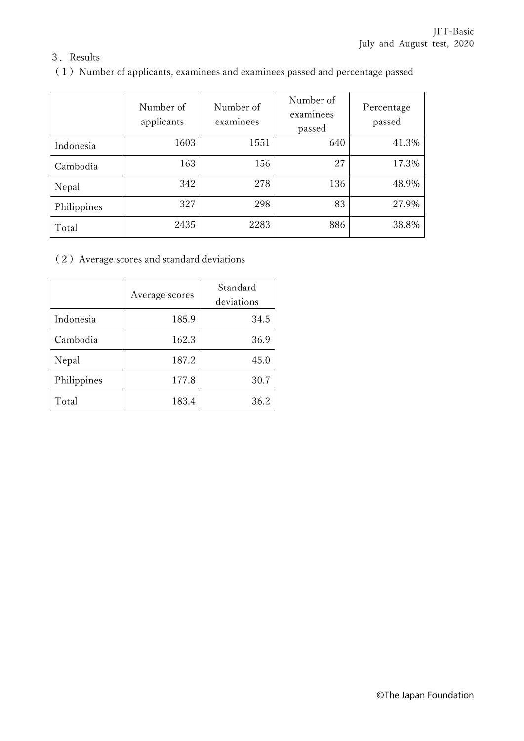## 3．Results

### （1）Number of applicants, examinees and examinees passed and percentage passed

| | Number of applicants | Number of examinees | Number of examinees passed | Percentage passed |
|---|---|---|---|---|
| Indonesia | 1603 | 1551 | 640 | 41.3% |
| Cambodia | 163 | 156 | 27 | 17.3% |
| Nepal | 342 | 278 | 136 | 48.9% |
| Philippines | 327 | 298 | 83 | 27.9% |
| Total | 2435 | 2283 | 886 | 38.8% |

### （2）Average scores and standard deviations

| | Average scores | Standard deviations |
|---|---|---|
| Indonesia | 185.9 | 34.5 |
| Cambodia | 162.3 | 36.9 |
| Nepal | 187.2 | 45.0 |
| Philippines | 177.8 | 30.7 |
| Total | 183.4 | 36.2 |

©The Japan Foundation